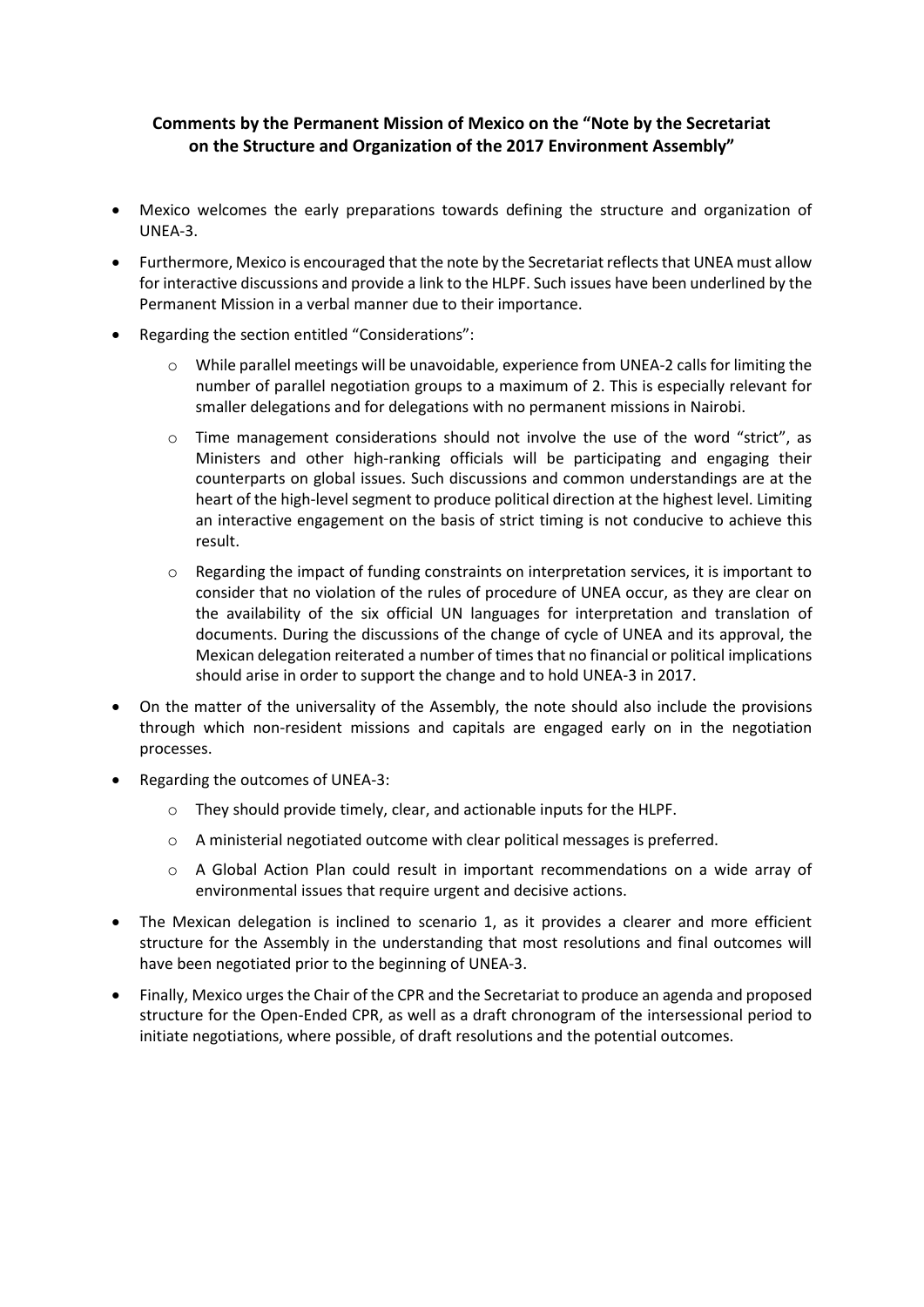**Comments by the Permanent Mission of Mexico on the "Note by the Secretariat on the Structure and Organization of the 2017 Environment Assembly"**

- Mexico welcomes the early preparations towards defining the structure and organization of UNEA-3.
- Furthermore, Mexico is encouraged that the note by the Secretariat reflects that UNEA must allow for interactive discussions and provide a link to the HLPF. Such issues have been underlined by the Permanent Mission in a verbal manner due to their importance.
- Regarding the section entitled "Considerations":
    - While parallel meetings will be unavoidable, experience from UNEA-2 calls for limiting the number of parallel negotiation groups to a maximum of 2. This is especially relevant for smaller delegations and for delegations with no permanent missions in Nairobi.
    - Time management considerations should not involve the use of the word "strict", as Ministers and other high-ranking officials will be participating and engaging their counterparts on global issues. Such discussions and common understandings are at the heart of the high-level segment to produce political direction at the highest level. Limiting an interactive engagement on the basis of strict timing is not conducive to achieve this result.
    - Regarding the impact of funding constraints on interpretation services, it is important to consider that no violation of the rules of procedure of UNEA occur, as they are clear on the availability of the six official UN languages for interpretation and translation of documents. During the discussions of the change of cycle of UNEA and its approval, the Mexican delegation reiterated a number of times that no financial or political implications should arise in order to support the change and to hold UNEA-3 in 2017.
- On the matter of the universality of the Assembly, the note should also include the provisions through which non-resident missions and capitals are engaged early on in the negotiation processes.
- Regarding the outcomes of UNEA-3:
    - They should provide timely, clear, and actionable inputs for the HLPF.
    - A ministerial negotiated outcome with clear political messages is preferred.
    - A Global Action Plan could result in important recommendations on a wide array of environmental issues that require urgent and decisive actions.
- The Mexican delegation is inclined to scenario 1, as it provides a clearer and more efficient structure for the Assembly in the understanding that most resolutions and final outcomes will have been negotiated prior to the beginning of UNEA-3.
- Finally, Mexico urges the Chair of the CPR and the Secretariat to produce an agenda and proposed structure for the Open-Ended CPR, as well as a draft chronogram of the intersessional period to initiate negotiations, where possible, of draft resolutions and the potential outcomes.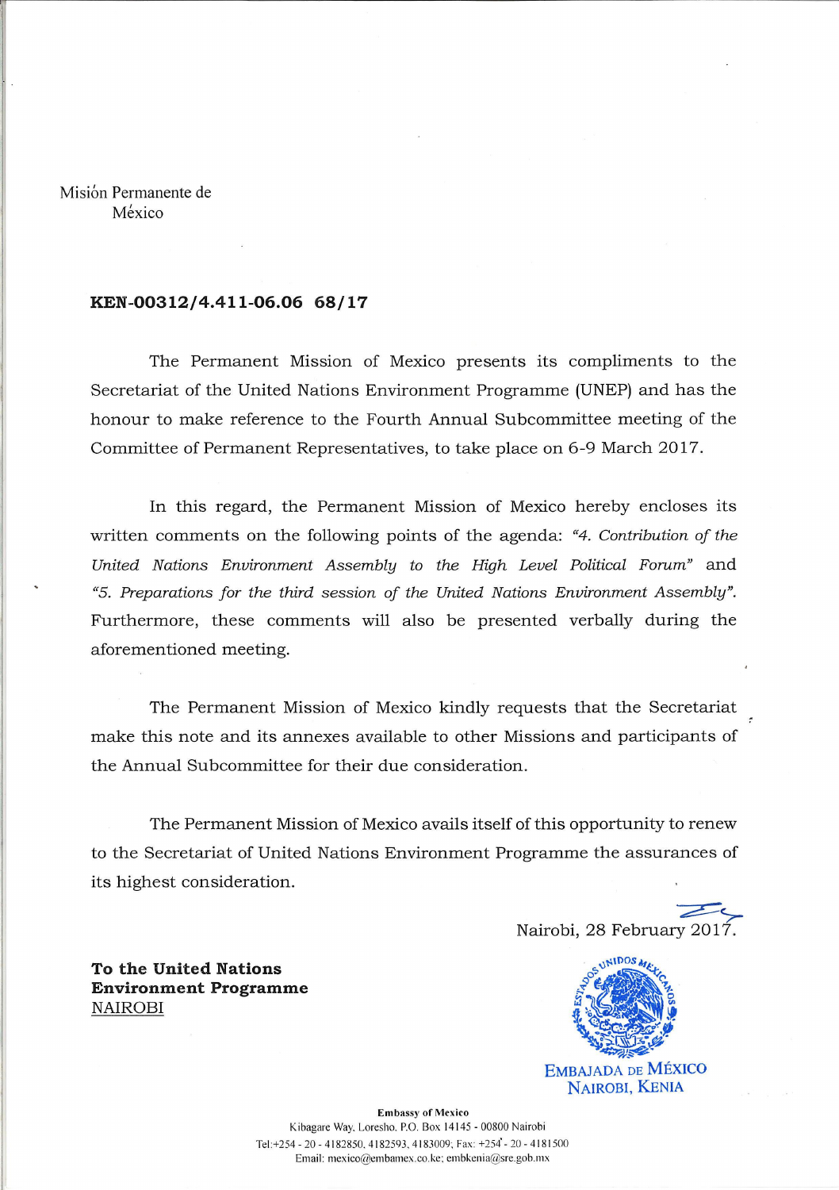Misión Permanente de México

**KEN-00312/4.411-06.06 68/17**

The Permanent Mission of Mexico presents its compliments to the Secretariat of the United Nations Environment Programme (UNEP) and has the honour to make reference to the Fourth Annual Subcommittee meeting of the Committee of Permanent Representatives, to take place on 6-9 March 2017.

In this regard, the Permanent Mission of Mexico hereby encloses its written comments on the following points of the agenda: *"4. Contribution of the United Nations Environment Assembly to the High Level Political Forum"* and *"5. Preparations for the third session of the United Nations Environment Assembly".* Furthermore, these comments will also be presented verbally during the aforementioned meeting.

The Permanent Mission of Mexico kindly requests that the Secretariat make this note and its annexes available to other Missions and participants of the Annual Subcommittee for their due consideration.

The Permanent Mission of Mexico avails itself of this opportunity to renew to the Secretariat of United Nations Environment Programme the assurances of its highest consideration.

Nairobi, 28 February 2017.

**To the United Nations Environment Programme**
NAIROBI

ESTADOS UNIDOS MEXICANOS
EMBAJADA DE MÉXICO
NAIROBI, KENIA

**Embassy of Mexico**
Kibagare Way, Loresho. P.O. Box 14145 - 00800 Nairobi
Tel:+254 - 20 - 4182850, 4182593, 4183009; Fax: +254 - 20 - 4181500
Email: mexico@embamex.co.ke; embkenia@sre.gob.mx